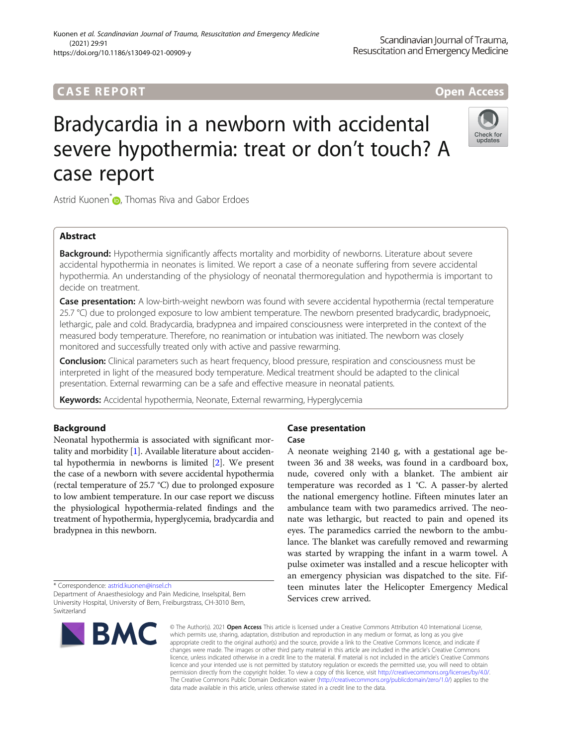CASE REPORT

Open Access

# Bradycardia in a newborn with accidental severe hypothermia: treat or don't touch? A case report

Astrid Kuonen*, Thomas Riva and Gabor Erdoes

## Abstract

**Background:** Hypothermia significantly affects mortality and morbidity of newborns. Literature about severe accidental hypothermia in neonates is limited. We report a case of a neonate suffering from severe accidental hypothermia. An understanding of the physiology of neonatal thermoregulation and hypothermia is important to decide on treatment.

**Case presentation:** A low-birth-weight newborn was found with severe accidental hypothermia (rectal temperature 25.7 °C) due to prolonged exposure to low ambient temperature. The newborn presented bradycardic, bradypnoeic, lethargic, pale and cold. Bradycardia, bradypnea and impaired consciousness were interpreted in the context of the measured body temperature. Therefore, no reanimation or intubation was initiated. The newborn was closely monitored and successfully treated only with active and passive rewarming.

**Conclusion:** Clinical parameters such as heart frequency, blood pressure, respiration and consciousness must be interpreted in light of the measured body temperature. Medical treatment should be adapted to the clinical presentation. External rewarming can be a safe and effective measure in neonatal patients.

**Keywords:** Accidental hypothermia, Neonate, External rewarming, Hyperglycemia

## Background

Neonatal hypothermia is associated with significant mortality and morbidity [1]. Available literature about accidental hypothermia in newborns is limited [2]. We present the case of a newborn with severe accidental hypothermia (rectal temperature of 25.7 °C) due to prolonged exposure to low ambient temperature. In our case report we discuss the physiological hypothermia-related findings and the treatment of hypothermia, hyperglycemia, bradycardia and bradypnea in this newborn.

## Case presentation

### Case

A neonate weighing 2140 g, with a gestational age between 36 and 38 weeks, was found in a cardboard box, nude, covered only with a blanket. The ambient air temperature was recorded as 1 °C. A passer-by alerted the national emergency hotline. Fifteen minutes later an ambulance team with two paramedics arrived. The neonate was lethargic, but reacted to pain and opened its eyes. The paramedics carried the newborn to the ambulance. The blanket was carefully removed and rewarming was started by wrapping the infant in a warm towel. A pulse oximeter was installed and a rescue helicopter with an emergency physician was dispatched to the site. Fifteen minutes later the Helicopter Emergency Medical Services crew arrived.

* Correspondence: astrid.kuonen@insel.ch
Department of Anaesthesiology and Pain Medicine, Inselspital, Bern University Hospital, University of Bern, Freiburgstrass, CH-3010 Bern, Switzerland

© The Author(s). 2021 **Open Access** This article is licensed under a Creative Commons Attribution 4.0 International License, which permits use, sharing, adaptation, distribution and reproduction in any medium or format, as long as you give appropriate credit to the original author(s) and the source, provide a link to the Creative Commons licence, and indicate if changes were made. The images or other third party material in this article are included in the article's Creative Commons licence, unless indicated otherwise in a credit line to the material. If material is not included in the article's Creative Commons licence and your intended use is not permitted by statutory regulation or exceeds the permitted use, you will need to obtain permission directly from the copyright holder. To view a copy of this licence, visit http://creativecommons.org/licenses/by/4.0/. The Creative Commons Public Domain Dedication waiver (http://creativecommons.org/publicdomain/zero/1.0/) applies to the data made available in this article, unless otherwise stated in a credit line to the data.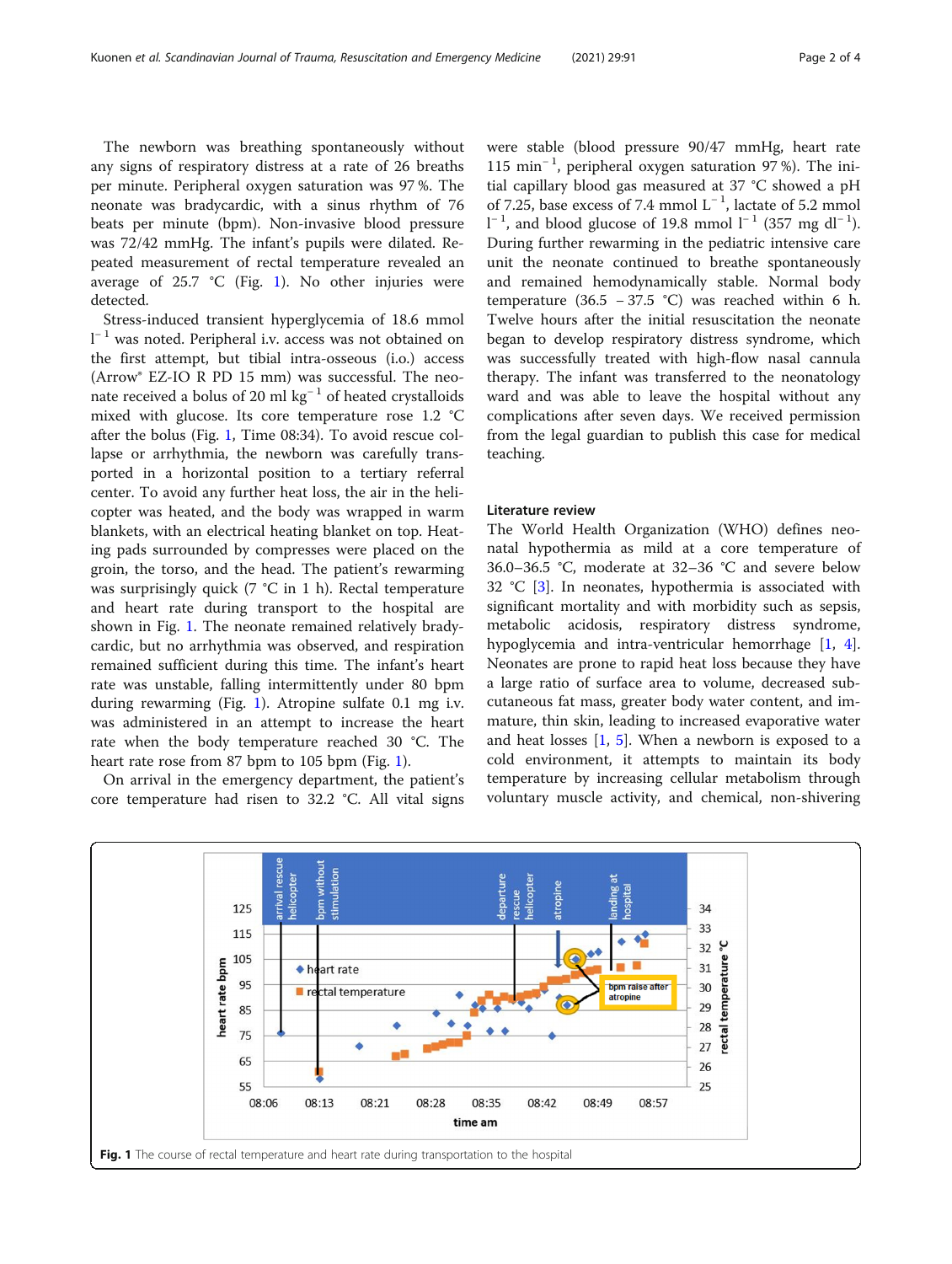The newborn was breathing spontaneously without any signs of respiratory distress at a rate of 26 breaths per minute. Peripheral oxygen saturation was 97 %. The neonate was bradycardic, with a sinus rhythm of 76 beats per minute (bpm). Non-invasive blood pressure was 72/42 mmHg. The infant's pupils were dilated. Repeated measurement of rectal temperature revealed an average of 25.7 °C (Fig. 1). No other injuries were detected.

Stress-induced transient hyperglycemia of 18.6 mmol $l^{-1}$ was noted. Peripheral i.v. access was not obtained on the first attempt, but tibial intra-osseous (i.o.) access (Arrow® EZ-IO R PD 15 mm) was successful. The neonate received a bolus of 20 ml $kg^{-1}$ of heated crystalloids mixed with glucose. Its core temperature rose 1.2 °C after the bolus (Fig. 1, Time 08:34). To avoid rescue collapse or arrhythmia, the newborn was carefully transported in a horizontal position to a tertiary referral center. To avoid any further heat loss, the air in the helicopter was heated, and the body was wrapped in warm blankets, with an electrical heating blanket on top. Heating pads surrounded by compresses were placed on the groin, the torso, and the head. The patient's rewarming was surprisingly quick (7 °C in 1 h). Rectal temperature and heart rate during transport to the hospital are shown in Fig. 1. The neonate remained relatively bradycardic, but no arrhythmia was observed, and respiration remained sufficient during this time. The infant's heart rate was unstable, falling intermittently under 80 bpm during rewarming (Fig. 1). Atropine sulfate 0.1 mg i.v. was administered in an attempt to increase the heart rate when the body temperature reached 30 °C. The heart rate rose from 87 bpm to 105 bpm (Fig. 1).

On arrival in the emergency department, the patient's core temperature had risen to 32.2 °C. All vital signs were stable (blood pressure 90/47 mmHg, heart rate 115 $min^{-1}$, peripheral oxygen saturation 97 %). The initial capillary blood gas measured at 37 °C showed a pH of 7.25, base excess of 7.4 mmol $L^{-1}$, lactate of 5.2 mmol $l^{-1}$, and blood glucose of 19.8 mmol $l^{-1}$ (357 mg $dl^{-1}$). During further rewarming in the pediatric intensive care unit the neonate continued to breathe spontaneously and remained hemodynamically stable. Normal body temperature (36.5 – 37.5 °C) was reached within 6 h. Twelve hours after the initial resuscitation the neonate began to develop respiratory distress syndrome, which was successfully treated with high-flow nasal cannula therapy. The infant was transferred to the neonatology ward and was able to leave the hospital without any complications after seven days. We received permission from the legal guardian to publish this case for medical teaching.

## Literature review

The World Health Organization (WHO) defines neonatal hypothermia as mild at a core temperature of 36.0–36.5 °C, moderate at 32–36 °C and severe below 32 °C [3]. In neonates, hypothermia is associated with significant mortality and with morbidity such as sepsis, metabolic acidosis, respiratory distress syndrome, hypoglycemia and intra-ventricular hemorrhage [1, 4]. Neonates are prone to rapid heat loss because they have a large ratio of surface area to volume, decreased subcutaneous fat mass, greater body water content, and immature, thin skin, leading to increased evaporative water and heat losses [1, 5]. When a newborn is exposed to a cold environment, it attempts to maintain its body temperature by increasing cellular metabolism through voluntary muscle activity, and chemical, non-shivering

**Fig. 1** The course of rectal temperature and heart rate during transportation to the hospital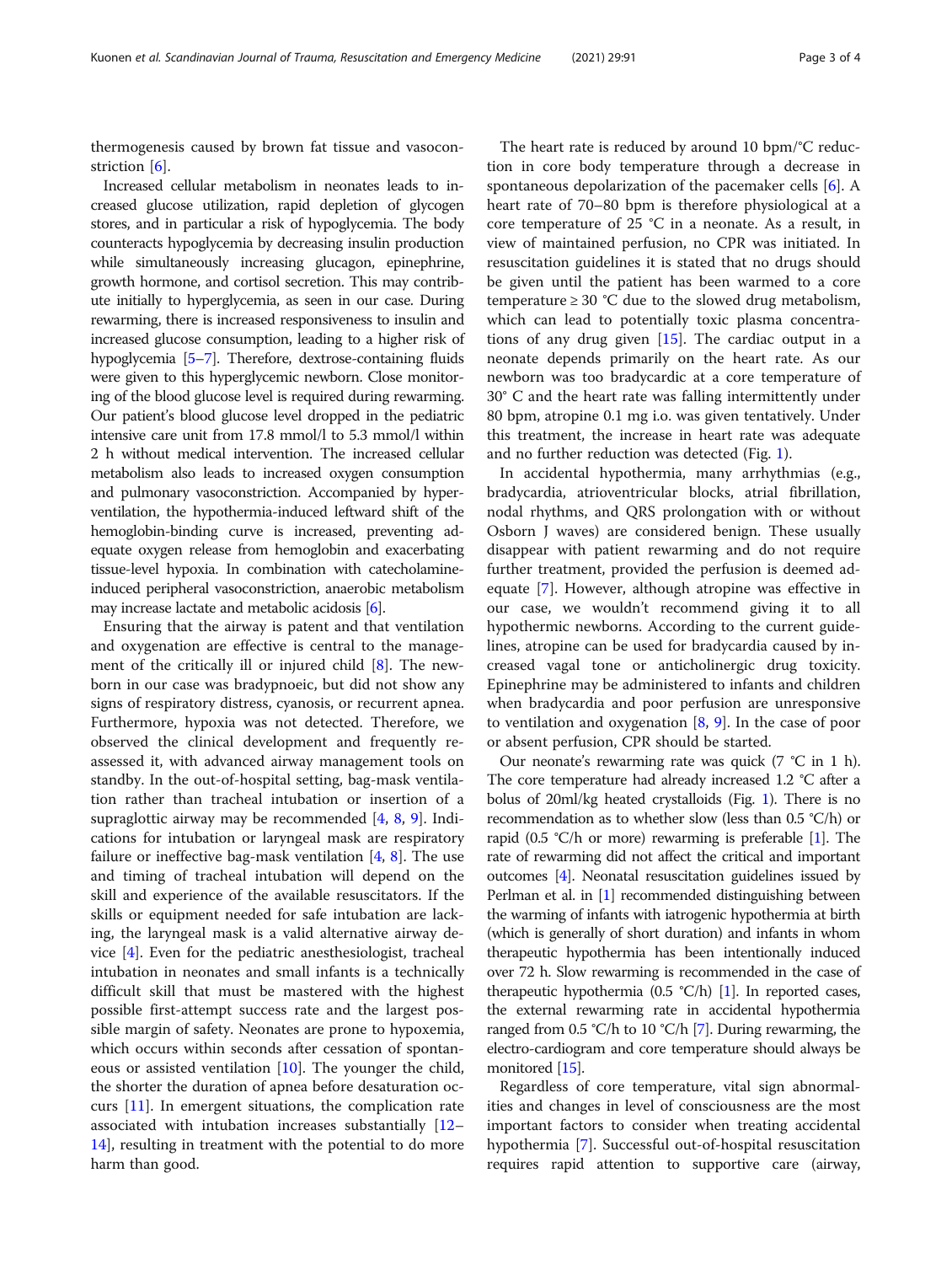thermogenesis caused by brown fat tissue and vasoconstriction [6].

Increased cellular metabolism in neonates leads to increased glucose utilization, rapid depletion of glycogen stores, and in particular a risk of hypoglycemia. The body counteracts hypoglycemia by decreasing insulin production while simultaneously increasing glucagon, epinephrine, growth hormone, and cortisol secretion. This may contribute initially to hyperglycemia, as seen in our case. During rewarming, there is increased responsiveness to insulin and increased glucose consumption, leading to a higher risk of hypoglycemia [5–7]. Therefore, dextrose-containing fluids were given to this hyperglycemic newborn. Close monitoring of the blood glucose level is required during rewarming. Our patient's blood glucose level dropped in the pediatric intensive care unit from 17.8 mmol/l to 5.3 mmol/l within 2 h without medical intervention. The increased cellular metabolism also leads to increased oxygen consumption and pulmonary vasoconstriction. Accompanied by hyperventilation, the hypothermia-induced leftward shift of the hemoglobin-binding curve is increased, preventing adequate oxygen release from hemoglobin and exacerbating tissue-level hypoxia. In combination with catecholamine-induced peripheral vasoconstriction, anaerobic metabolism may increase lactate and metabolic acidosis [6].

Ensuring that the airway is patent and that ventilation and oxygenation are effective is central to the management of the critically ill or injured child [8]. The newborn in our case was bradypnoeic, but did not show any signs of respiratory distress, cyanosis, or recurrent apnea. Furthermore, hypoxia was not detected. Therefore, we observed the clinical development and frequently reassessed it, with advanced airway management tools on standby. In the out-of-hospital setting, bag-mask ventilation rather than tracheal intubation or insertion of a supraglottic airway may be recommended [4, 8, 9]. Indications for intubation or laryngeal mask are respiratory failure or ineffective bag-mask ventilation [4, 8]. The use and timing of tracheal intubation will depend on the skill and experience of the available resuscitators. If the skills or equipment needed for safe intubation are lacking, the laryngeal mask is a valid alternative airway device [4]. Even for the pediatric anesthesiologist, tracheal intubation in neonates and small infants is a technically difficult skill that must be mastered with the highest possible first-attempt success rate and the largest possible margin of safety. Neonates are prone to hypoxemia, which occurs within seconds after cessation of spontaneous or assisted ventilation [10]. The younger the child, the shorter the duration of apnea before desaturation occurs [11]. In emergent situations, the complication rate associated with intubation increases substantially [12–14], resulting in treatment with the potential to do more harm than good.

The heart rate is reduced by around 10 bpm/°C reduction in core body temperature through a decrease in spontaneous depolarization of the pacemaker cells [6]. A heart rate of 70–80 bpm is therefore physiological at a core temperature of 25 °C in a neonate. As a result, in view of maintained perfusion, no CPR was initiated. In resuscitation guidelines it is stated that no drugs should be given until the patient has been warmed to a core temperature ≥ 30 °C due to the slowed drug metabolism, which can lead to potentially toxic plasma concentrations of any drug given [15]. The cardiac output in a neonate depends primarily on the heart rate. As our newborn was too bradycardic at a core temperature of 30° C and the heart rate was falling intermittently under 80 bpm, atropine 0.1 mg i.o. was given tentatively. Under this treatment, the increase in heart rate was adequate and no further reduction was detected (Fig. 1).

In accidental hypothermia, many arrhythmias (e.g., bradycardia, atrioventricular blocks, atrial fibrillation, nodal rhythms, and QRS prolongation with or without Osborn J waves) are considered benign. These usually disappear with patient rewarming and do not require further treatment, provided the perfusion is deemed adequate [7]. However, although atropine was effective in our case, we wouldn't recommend giving it to all hypothermic newborns. According to the current guidelines, atropine can be used for bradycardia caused by increased vagal tone or anticholinergic drug toxicity. Epinephrine may be administered to infants and children when bradycardia and poor perfusion are unresponsive to ventilation and oxygenation [8, 9]. In the case of poor or absent perfusion, CPR should be started.

Our neonate's rewarming rate was quick (7 °C in 1 h). The core temperature had already increased 1.2 °C after a bolus of 20ml/kg heated crystalloids (Fig. 1). There is no recommendation as to whether slow (less than 0.5 °C/h) or rapid (0.5 °C/h or more) rewarming is preferable [1]. The rate of rewarming did not affect the critical and important outcomes [4]. Neonatal resuscitation guidelines issued by Perlman et al. in [1] recommended distinguishing between the warming of infants with iatrogenic hypothermia at birth (which is generally of short duration) and infants in whom therapeutic hypothermia has been intentionally induced over 72 h. Slow rewarming is recommended in the case of therapeutic hypothermia (0.5 °C/h) [1]. In reported cases, the external rewarming rate in accidental hypothermia ranged from 0.5 °C/h to 10 °C/h [7]. During rewarming, the electro-cardiogram and core temperature should always be monitored [15].

Regardless of core temperature, vital sign abnormalities and changes in level of consciousness are the most important factors to consider when treating accidental hypothermia [7]. Successful out-of-hospital resuscitation requires rapid attention to supportive care (airway,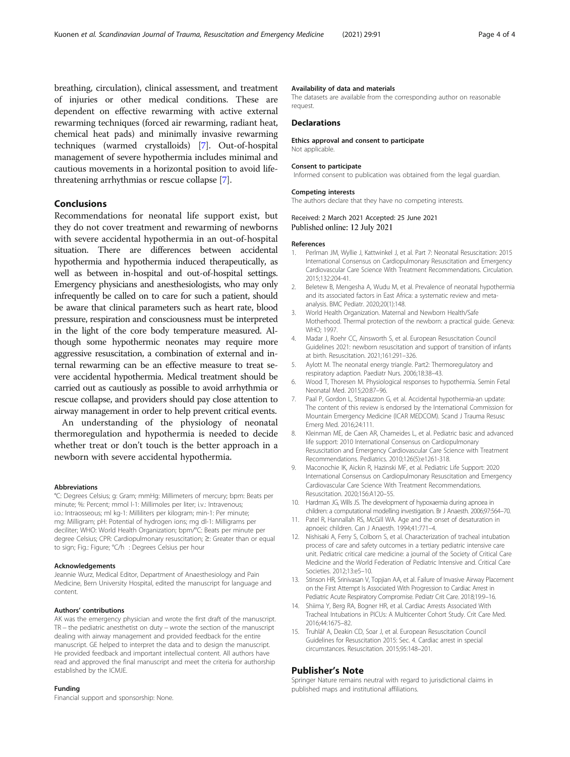breathing, circulation), clinical assessment, and treatment of injuries or other medical conditions. These are dependent on effective rewarming with active external rewarming techniques (forced air rewarming, radiant heat, chemical heat pads) and minimally invasive rewarming techniques (warmed crystalloids) [7]. Out-of-hospital management of severe hypothermia includes minimal and cautious movements in a horizontal position to avoid life-threatening arrhythmias or rescue collapse [7].

## Conclusions

Recommendations for neonatal life support exist, but they do not cover treatment and rewarming of newborns with severe accidental hypothermia in an out-of-hospital situation. There are differences between accidental hypothermia and hypothermia induced therapeutically, as well as between in-hospital and out-of-hospital settings. Emergency physicians and anesthesiologists, who may only infrequently be called on to care for such a patient, should be aware that clinical parameters such as heart rate, blood pressure, respiration and consciousness must be interpreted in the light of the core body temperature measured. Although some hypothermic neonates may require more aggressive resuscitation, a combination of external and internal rewarming can be an effective measure to treat severe accidental hypothermia. Medical treatment should be carried out as cautiously as possible to avoid arrhythmia or rescue collapse, and providers should pay close attention to airway management in order to help prevent critical events.

An understanding of the physiology of neonatal thermoregulation and hypothermia is needed to decide whether treat or don't touch is the better approach in a newborn with severe accidental hypothermia.

#### Abbreviations

°C: Degrees Celsius; g: Gram; mmHg: Millimeters of mercury; bpm: Beats per minute; %: Percent; mmol l-1: Millimoles per liter; i.v.: Intravenous; i.o.: Intraosseous; ml kg-1: Milliliters per kilogram; min-1: Per minute; mg: Milligram; pH: Potential of hydrogen ions; mg dl-1: Milligrams per deciliter; WHO: World Health Organization; bpm/°C: Beats per minute per degree Celsius; CPR: Cardiopulmonary resuscitation; ≥: Greater than or equal to sign; Fig.: Figure; °C/h : Degrees Celsius per hour

#### Acknowledgements

Jeannie Wurz, Medical Editor, Department of Anaesthesiology and Pain Medicine, Bern University Hospital, edited the manuscript for language and content.

#### Authors' contributions

AK was the emergency physician and wrote the first draft of the manuscript. TR – the pediatric anesthetist on duty – wrote the section of the manuscript dealing with airway management and provided feedback for the entire manuscript. GE helped to interpret the data and to design the manuscript. He provided feedback and important intellectual content. All authors have read and approved the final manuscript and meet the criteria for authorship established by the ICMJE.

#### Funding

Financial support and sponsorship: None.

#### Availability of data and materials

The datasets are available from the corresponding author on reasonable request.

### Declarations

#### Ethics approval and consent to participate

Not applicable.

#### Consent to participate

Informed consent to publication was obtained from the legal guardian.

#### Competing interests

The authors declare that they have no competing interests.

Received: 2 March 2021 Accepted: 25 June 2021
Published online: 12 July 2021

#### References

1. Perlman JM, Wyllie J, Kattwinkel J, et al. Part 7: Neonatal Resuscitation: 2015 International Consensus on Cardiopulmonary Resuscitation and Emergency Cardiovascular Care Science With Treatment Recommendations. Circulation. 2015;132:204-41.
2. Beletew B, Mengesha A, Wudu M, et al. Prevalence of neonatal hypothermia and its associated factors in East Africa: a systematic review and meta-analysis. BMC Pediatr. 2020;20(1):148.
3. World Health Organization. Maternal and Newborn Health/Safe Motherhood. Thermal protection of the newborn: a practical guide. Geneva: WHO; 1997.
4. Madar J, Roehr CC, Ainsworth S, et al. European Resuscitation Council Guidelines 2021: newborn resuscitation and support of transition of infants at birth. Resuscitation. 2021;161:291–326.
5. Aylott M. The neonatal energy triangle. Part2: Thermoregulatory and respiratory adaption. Paediatr Nurs. 2006;18:38–43.
6. Wood T, Thoresen M. Physiological responses to hypothermia. Semin Fetal Neonatal Med. 2015;20:87–96.
7. Paal P, Gordon L, Strapazzon G, et al. Accidental hypothermia-an update: The content of this review is endorsed by the International Commission for Mountain Emergency Medicine (ICAR MEDCOM). Scand J Trauma Resusc Emerg Med. 2016;24:111.
8. Kleinman ME, de Caen AR, Chameides L, et al. Pediatric basic and advanced life support: 2010 International Consensus on Cardiopulmonary Resuscitation and Emergency Cardiovascular Care Science with Treatment Recommendations. Pediatrics. 2010;126(5):e1261-318.
9. Maconochie IK, Aickin R, Hazinski MF, et al. Pediatric Life Support: 2020 International Consensus on Cardiopulmonary Resuscitation and Emergency Cardiovascular Care Science With Treatment Recommendations. Resuscitation. 2020;156:A120–55.
10. Hardman JG, Wills JS. The development of hypoxaemia during apnoea in children: a computational modelling investigation. Br J Anaesth. 2006;97:564–70.
11. Patel R, Hannallah RS, McGill WA. Age and the onset of desaturation in apnoeic children. Can J Anaesth. 1994;41:771–4.
12. Nishisaki A, Ferry S, Colborn S, et al. Characterization of tracheal intubation process of care and safety outcomes in a tertiary pediatric intensive care unit. Pediatric critical care medicine: a journal of the Society of Critical Care Medicine and the World Federation of Pediatric Intensive and. Critical Care Societies. 2012;13:e5–10.
13. Stinson HR, Srinivasan V, Topjian AA, et al. Failure of Invasive Airway Placement on the First Attempt Is Associated With Progression to Cardiac Arrest in Pediatric Acute Respiratory Compromise. Pediatr Crit Care. 2018;19:9–16.
14. Shiima Y, Berg RA, Bogner HR, et al. Cardiac Arrests Associated With Tracheal Intubations in PICUs: A Multicenter Cohort Study. Crit Care Med. 2016;44:1675–82.
15. Truhlář A, Deakin CD, Soar J, et al. European Resuscitation Council Guidelines for Resuscitation 2015: Sec. 4. Cardiac arrest in special circumstances. Resuscitation. 2015;95:148–201.

## Publisher's Note

Springer Nature remains neutral with regard to jurisdictional claims in published maps and institutional affiliations.